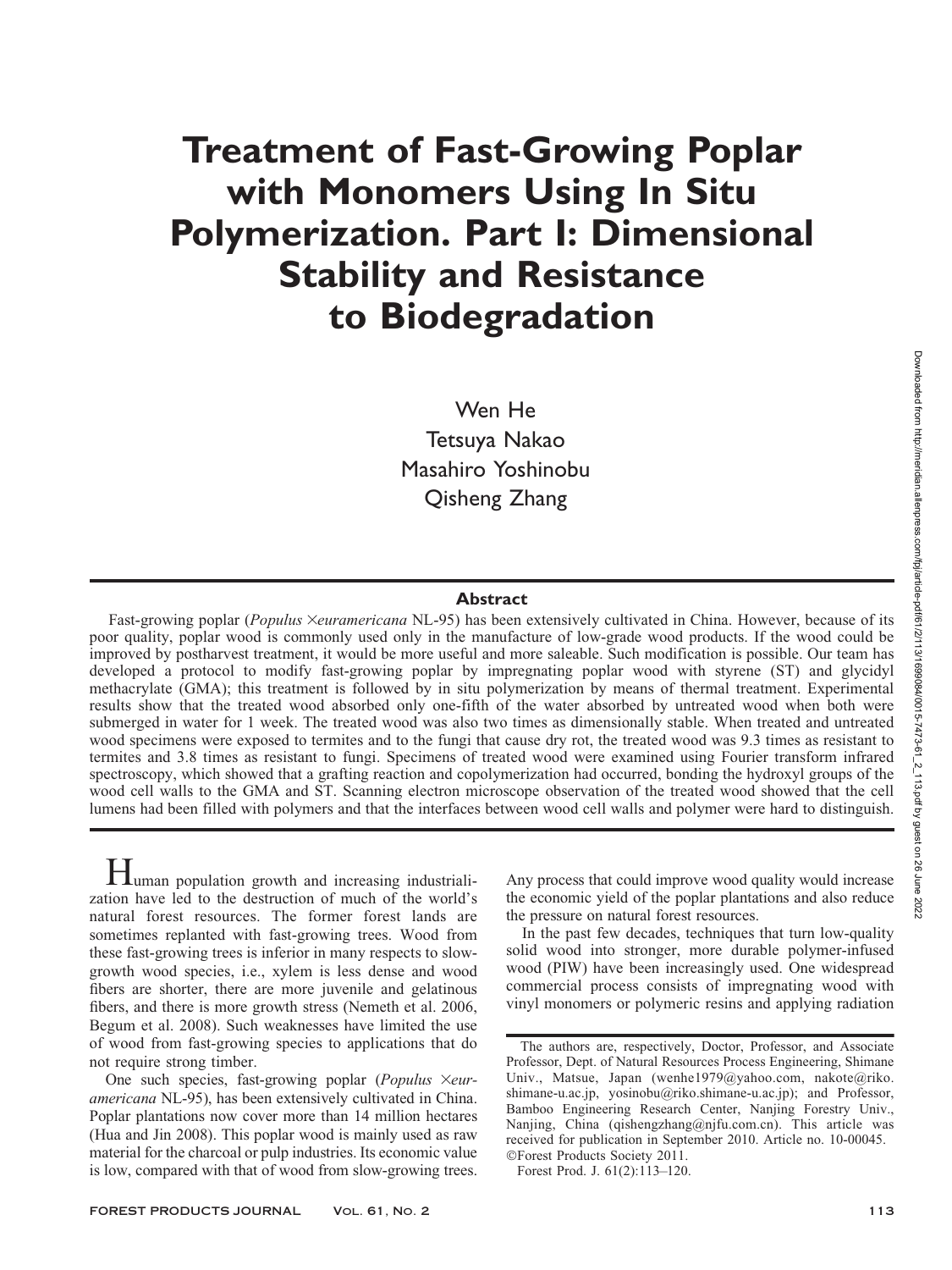# Treatment of Fast-Growing Poplar with Monomers Using In Situ Polymerization. Part I: Dimensional Stability and Resistance to Biodegradation

Wen He
Tetsuya Nakao
Masahiro Yoshinobu
Qisheng Zhang

## Abstract

Fast-growing poplar (*Populus* ×*euramericana* NL-95) has been extensively cultivated in China. However, because of its poor quality, poplar wood is commonly used only in the manufacture of low-grade wood products. If the wood could be improved by postharvest treatment, it would be more useful and more saleable. Such modification is possible. Our team has developed a protocol to modify fast-growing poplar by impregnating poplar wood with styrene (ST) and glycidyl methacrylate (GMA); this treatment is followed by in situ polymerization by means of thermal treatment. Experimental results show that the treated wood absorbed only one-fifth of the water absorbed by untreated wood when both were submerged in water for 1 week. The treated wood was also two times as dimensionally stable. When treated and untreated wood specimens were exposed to termites and to the fungi that cause dry rot, the treated wood was 9.3 times as resistant to termites and 3.8 times as resistant to fungi. Specimens of treated wood were examined using Fourier transform infrared spectroscopy, which showed that a grafting reaction and copolymerization had occurred, bonding the hydroxyl groups of the wood cell walls to the GMA and ST. Scanning electron microscope observation of the treated wood showed that the cell lumens had been filled with polymers and that the interfaces between wood cell walls and polymer were hard to distinguish.

Human population growth and increasing industrialization have led to the destruction of much of the world's natural forest resources. The former forest lands are sometimes replanted with fast-growing trees. Wood from these fast-growing trees is inferior in many respects to slow-growth wood species, i.e., xylem is less dense and wood fibers are shorter, there are more juvenile and gelatinous fibers, and there is more growth stress (Nemeth et al. 2006, Begum et al. 2008). Such weaknesses have limited the use of wood from fast-growing species to applications that do not require strong timber.

One such species, fast-growing poplar (*Populus* ×*euramericana* NL-95), has been extensively cultivated in China. Poplar plantations now cover more than 14 million hectares (Hua and Jin 2008). This poplar wood is mainly used as raw material for the charcoal or pulp industries. Its economic value is low, compared with that of wood from slow-growing trees. Any process that could improve wood quality would increase the economic yield of the poplar plantations and also reduce the pressure on natural forest resources.

In the past few decades, techniques that turn low-quality solid wood into stronger, more durable polymer-infused wood (PIW) have been increasingly used. One widespread commercial process consists of impregnating wood with vinyl monomers or polymeric resins and applying radiation

The authors are, respectively, Doctor, Professor, and Associate Professor, Dept. of Natural Resources Process Engineering, Shimane Univ., Matsue, Japan (wenhe1979@yahoo.com, nakote@riko.shimane-u.ac.jp, yosinobu@riko.shimane-u.ac.jp); and Professor, Bamboo Engineering Research Center, Nanjing Forestry Univ., Nanjing, China (qishengzhang@njfu.com.cn). This article was received for publication in September 2010. Article no. 10-00045.
©Forest Products Society 2011.
Forest Prod. J. 61(2):113–120.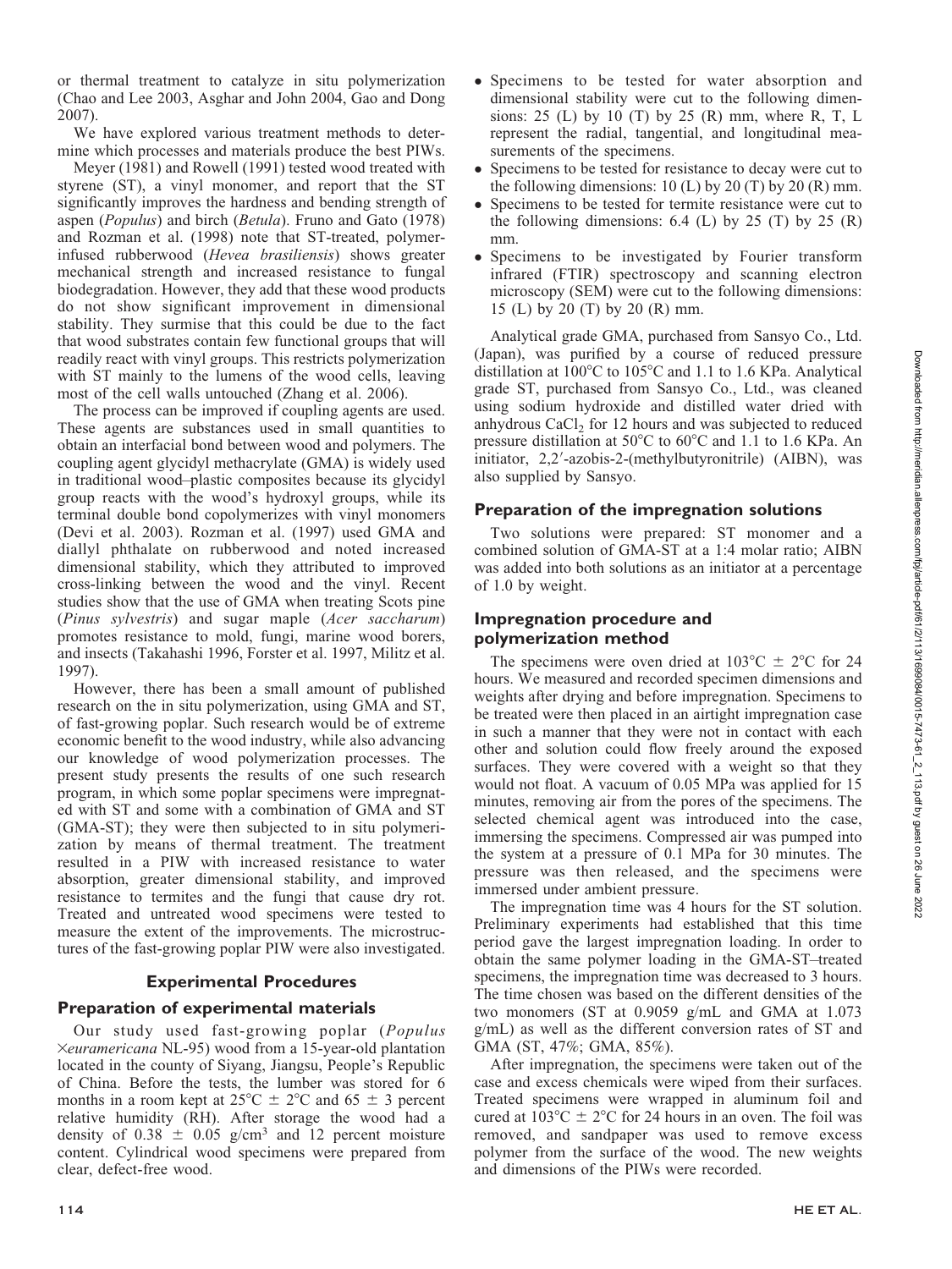or thermal treatment to catalyze in situ polymerization (Chao and Lee 2003, Asghar and John 2004, Gao and Dong 2007).

We have explored various treatment methods to determine which processes and materials produce the best PIWs.

Meyer (1981) and Rowell (1991) tested wood treated with styrene (ST), a vinyl monomer, and report that the ST significantly improves the hardness and bending strength of aspen (*Populus*) and birch (*Betula*). Fruno and Gato (1978) and Rozman et al. (1998) note that ST-treated, polymer-infused rubberwood (*Hevea brasiliensis*) shows greater mechanical strength and increased resistance to fungal biodegradation. However, they add that these wood products do not show significant improvement in dimensional stability. They surmise that this could be due to the fact that wood substrates contain few functional groups that will readily react with vinyl groups. This restricts polymerization with ST mainly to the lumens of the wood cells, leaving most of the cell walls untouched (Zhang et al. 2006).

The process can be improved if coupling agents are used. These agents are substances used in small quantities to obtain an interfacial bond between wood and polymers. The coupling agent glycidyl methacrylate (GMA) is widely used in traditional wood–plastic composites because its glycidyl group reacts with the wood's hydroxyl groups, while its terminal double bond copolymerizes with vinyl monomers (Devi et al. 2003). Rozman et al. (1997) used GMA and diallyl phthalate on rubberwood and noted increased dimensional stability, which they attributed to improved cross-linking between the wood and the vinyl. Recent studies show that the use of GMA when treating Scots pine (*Pinus sylvestris*) and sugar maple (*Acer saccharum*) promotes resistance to mold, fungi, marine wood borers, and insects (Takahashi 1996, Forster et al. 1997, Militz et al. 1997).

However, there has been a small amount of published research on the in situ polymerization, using GMA and ST, of fast-growing poplar. Such research would be of extreme economic benefit to the wood industry, while also advancing our knowledge of wood polymerization processes. The present study presents the results of one such research program, in which some poplar specimens were impregnated with ST and some with a combination of GMA and ST (GMA-ST); they were then subjected to in situ polymerization by means of thermal treatment. The treatment resulted in a PIW with increased resistance to water absorption, greater dimensional stability, and improved resistance to termites and the fungi that cause dry rot. Treated and untreated wood specimens were tested to measure the extent of the improvements. The microstructures of the fast-growing poplar PIW were also investigated.

## Experimental Procedures

### Preparation of experimental materials

Our study used fast-growing poplar (*Populus ×euramericana* NL-95) wood from a 15-year-old plantation located in the county of Siyang, Jiangsu, People's Republic of China. Before the tests, the lumber was stored for 6 months in a room kept at 25°C ± 2°C and 65 ± 3 percent relative humidity (RH). After storage the wood had a density of 0.38 ± 0.05 g/cm$^3$ and 12 percent moisture content. Cylindrical wood specimens were prepared from clear, defect-free wood.

- Specimens to be tested for water absorption and dimensional stability were cut to the following dimensions: 25 (L) by 10 (T) by 25 (R) mm, where R, T, L represent the radial, tangential, and longitudinal measurements of the specimens.
- Specimens to be tested for resistance to decay were cut to the following dimensions: 10 (L) by 20 (T) by 20 (R) mm.
- Specimens to be tested for termite resistance were cut to the following dimensions: 6.4 (L) by 25 (T) by 25 (R) mm.
- Specimens to be investigated by Fourier transform infrared (FTIR) spectroscopy and scanning electron microscopy (SEM) were cut to the following dimensions: 15 (L) by 20 (T) by 20 (R) mm.

Analytical grade GMA, purchased from Sansyo Co., Ltd. (Japan), was purified by a course of reduced pressure distillation at 100°C to 105°C and 1.1 to 1.6 KPa. Analytical grade ST, purchased from Sansyo Co., Ltd., was cleaned using sodium hydroxide and distilled water dried with anhydrous $CaCl_2$ for 12 hours and was subjected to reduced pressure distillation at 50°C to 60°C and 1.1 to 1.6 KPa. An initiator, 2,2′-azobis-2-(methylbutyronitrile) (AIBN), was also supplied by Sansyo.

### Preparation of the impregnation solutions

Two solutions were prepared: ST monomer and a combined solution of GMA-ST at a 1:4 molar ratio; AIBN was added into both solutions as an initiator at a percentage of 1.0 by weight.

### Impregnation procedure and polymerization method

The specimens were oven dried at 103°C ± 2°C for 24 hours. We measured and recorded specimen dimensions and weights after drying and before impregnation. Specimens to be treated were then placed in an airtight impregnation case in such a manner that they were not in contact with each other and solution could flow freely around the exposed surfaces. They were covered with a weight so that they would not float. A vacuum of 0.05 MPa was applied for 15 minutes, removing air from the pores of the specimens. The selected chemical agent was introduced into the case, immersing the specimens. Compressed air was pumped into the system at a pressure of 0.1 MPa for 30 minutes. The pressure was then released, and the specimens were immersed under ambient pressure.

The impregnation time was 4 hours for the ST solution. Preliminary experiments had established that this time period gave the largest impregnation loading. In order to obtain the same polymer loading in the GMA-ST–treated specimens, the impregnation time was decreased to 3 hours. The time chosen was based on the different densities of the two monomers (ST at 0.9059 g/mL and GMA at 1.073 g/mL) as well as the different conversion rates of ST and GMA (ST, 47%; GMA, 85%).

After impregnation, the specimens were taken out of the case and excess chemicals were wiped from their surfaces. Treated specimens were wrapped in aluminum foil and cured at 103°C ± 2°C for 24 hours in an oven. The foil was removed, and sandpaper was used to remove excess polymer from the surface of the wood. The new weights and dimensions of the PIWs were recorded.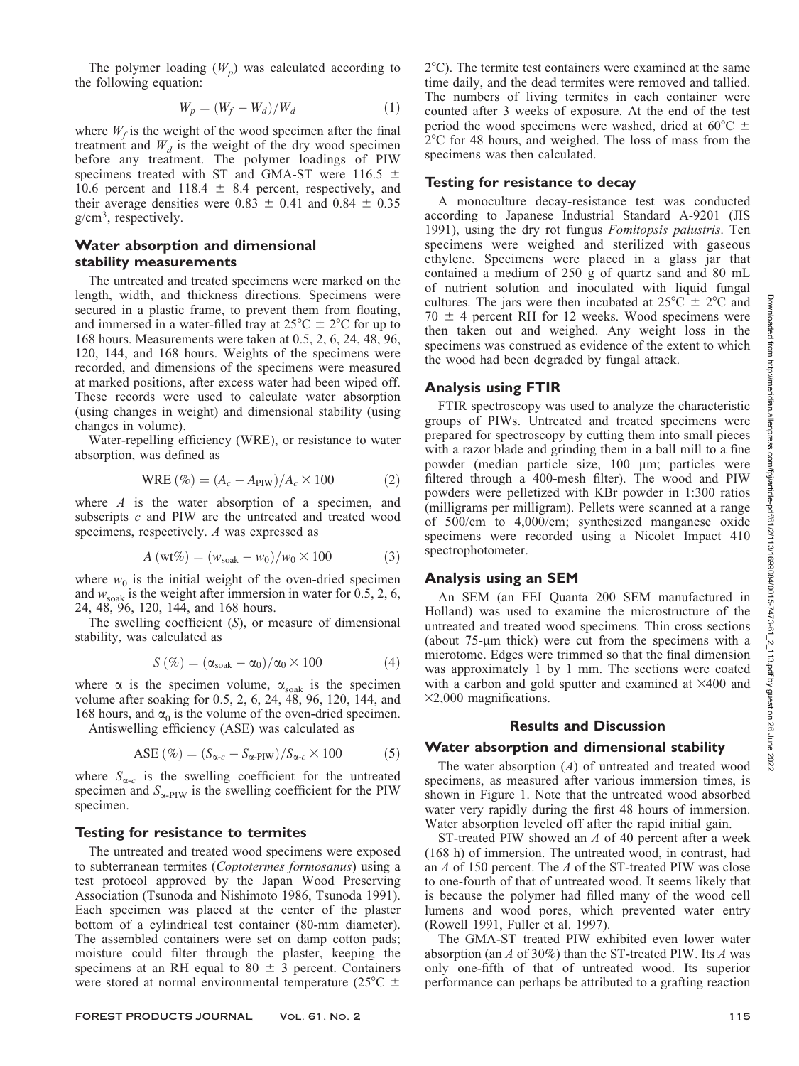The polymer loading ($W_p$) was calculated according to the following equation:

$$W_p = (W_f - W_d)/W_d \tag{1}$$

where $W_f$ is the weight of the wood specimen after the final treatment and $W_d$ is the weight of the dry wood specimen before any treatment. The polymer loadings of PIW specimens treated with ST and GMA-ST were 116.5 ± 10.6 percent and 118.4 ± 8.4 percent, respectively, and their average densities were 0.83 ± 0.41 and 0.84 ± 0.35 g/cm$^3$, respectively.

## Water absorption and dimensional stability measurements

The untreated and treated specimens were marked on the length, width, and thickness directions. Specimens were secured in a plastic frame, to prevent them from floating, and immersed in a water-filled tray at 25°C ± 2°C for up to 168 hours. Measurements were taken at 0.5, 2, 6, 24, 48, 96, 120, 144, and 168 hours. Weights of the specimens were recorded, and dimensions of the specimens were measured at marked positions, after excess water had been wiped off. These records were used to calculate water absorption (using changes in weight) and dimensional stability (using changes in volume).

Water-repelling efficiency (WRE), or resistance to water absorption, was defined as

$$\text{WRE}\,(\%) = (A_c - A_{\text{PIW}})/A_c \times 100 \tag{2}$$

where $A$ is the water absorption of a specimen, and subscripts $c$ and PIW are the untreated and treated wood specimens, respectively. $A$ was expressed as

$$A\,(\text{wt}\%) = (w_{\text{soak}} - w_0)/w_0 \times 100 \tag{3}$$

where $w_0$ is the initial weight of the oven-dried specimen and $w_{\text{soak}}$ is the weight after immersion in water for 0.5, 2, 6, 24, 48, 96, 120, 144, and 168 hours.

The swelling coefficient ($S$), or measure of dimensional stability, was calculated as

$$S\,(\%) = (\alpha_{\text{soak}} - \alpha_0)/\alpha_0 \times 100 \tag{4}$$

where $\alpha$ is the specimen volume, $\alpha_{\text{soak}}$ is the specimen volume after soaking for 0.5, 2, 6, 24, 48, 96, 120, 144, and 168 hours, and $\alpha_0$ is the volume of the oven-dried specimen.

Antiswelling efficiency (ASE) was calculated as

$$\text{ASE}\,(\%) = (S_{\alpha\text{-}c} - S_{\alpha\text{-PIW}})/S_{\alpha\text{-}c} \times 100 \tag{5}$$

where $S_{\alpha\text{-}c}$ is the swelling coefficient for the untreated specimen and $S_{\alpha\text{-PIW}}$ is the swelling coefficient for the PIW specimen.

## Testing for resistance to termites

The untreated and treated wood specimens were exposed to subterranean termites (*Coptotermes formosanus*) using a test protocol approved by the Japan Wood Preserving Association (Tsunoda and Nishimoto 1986, Tsunoda 1991). Each specimen was placed at the center of the plaster bottom of a cylindrical test container (80-mm diameter). The assembled containers were set on damp cotton pads; moisture could filter through the plaster, keeping the specimens at an RH equal to 80 ± 3 percent. Containers were stored at normal environmental temperature (25°C ± 2°C). The termite test containers were examined at the same time daily, and the dead termites were removed and tallied. The numbers of living termites in each container were counted after 3 weeks of exposure. At the end of the test period the wood specimens were washed, dried at 60°C ± 2°C for 48 hours, and weighed. The loss of mass from the specimens was then calculated.

## Testing for resistance to decay

A monoculture decay-resistance test was conducted according to Japanese Industrial Standard A-9201 (JIS 1991), using the dry rot fungus *Fomitopsis palustris*. Ten specimens were weighed and sterilized with gaseous ethylene. Specimens were placed in a glass jar that contained a medium of 250 g of quartz sand and 80 mL of nutrient solution and inoculated with liquid fungal cultures. The jars were then incubated at 25°C ± 2°C and 70 ± 4 percent RH for 12 weeks. Wood specimens were then taken out and weighed. Any weight loss in the specimens was construed as evidence of the extent to which the wood had been degraded by fungal attack.

## Analysis using FTIR

FTIR spectroscopy was used to analyze the characteristic groups of PIWs. Untreated and treated specimens were prepared for spectroscopy by cutting them into small pieces with a razor blade and grinding them in a ball mill to a fine powder (median particle size, 100 μm; particles were filtered through a 400-mesh filter). The wood and PIW powders were pelletized with KBr powder in 1:300 ratios (milligrams per milligram). Pellets were scanned at a range of 500/cm to 4,000/cm; synthesized manganese oxide specimens were recorded using a Nicolet Impact 410 spectrophotometer.

## Analysis using an SEM

An SEM (an FEI Quanta 200 SEM manufactured in Holland) was used to examine the microstructure of the untreated and treated wood specimens. Thin cross sections (about 75-μm thick) were cut from the specimens with a microtome. Edges were trimmed so that the final dimension was approximately 1 by 1 mm. The sections were coated with a carbon and gold sputter and examined at ×400 and ×2,000 magnifications.

# Results and Discussion

## Water absorption and dimensional stability

The water absorption ($A$) of untreated and treated wood specimens, as measured after various immersion times, is shown in Figure 1. Note that the untreated wood absorbed water very rapidly during the first 48 hours of immersion. Water absorption leveled off after the rapid initial gain.

ST-treated PIW showed an $A$ of 40 percent after a week (168 h) of immersion. The untreated wood, in contrast, had an $A$ of 150 percent. The $A$ of the ST-treated PIW was close to one-fourth of that of untreated wood. It seems likely that is because the polymer had filled many of the wood cell lumens and wood pores, which prevented water entry (Rowell 1991, Fuller et al. 1997).

The GMA-ST–treated PIW exhibited even lower water absorption (an $A$ of 30%) than the ST-treated PIW. Its $A$ was only one-fifth of that of untreated wood. Its superior performance can perhaps be attributed to a grafting reaction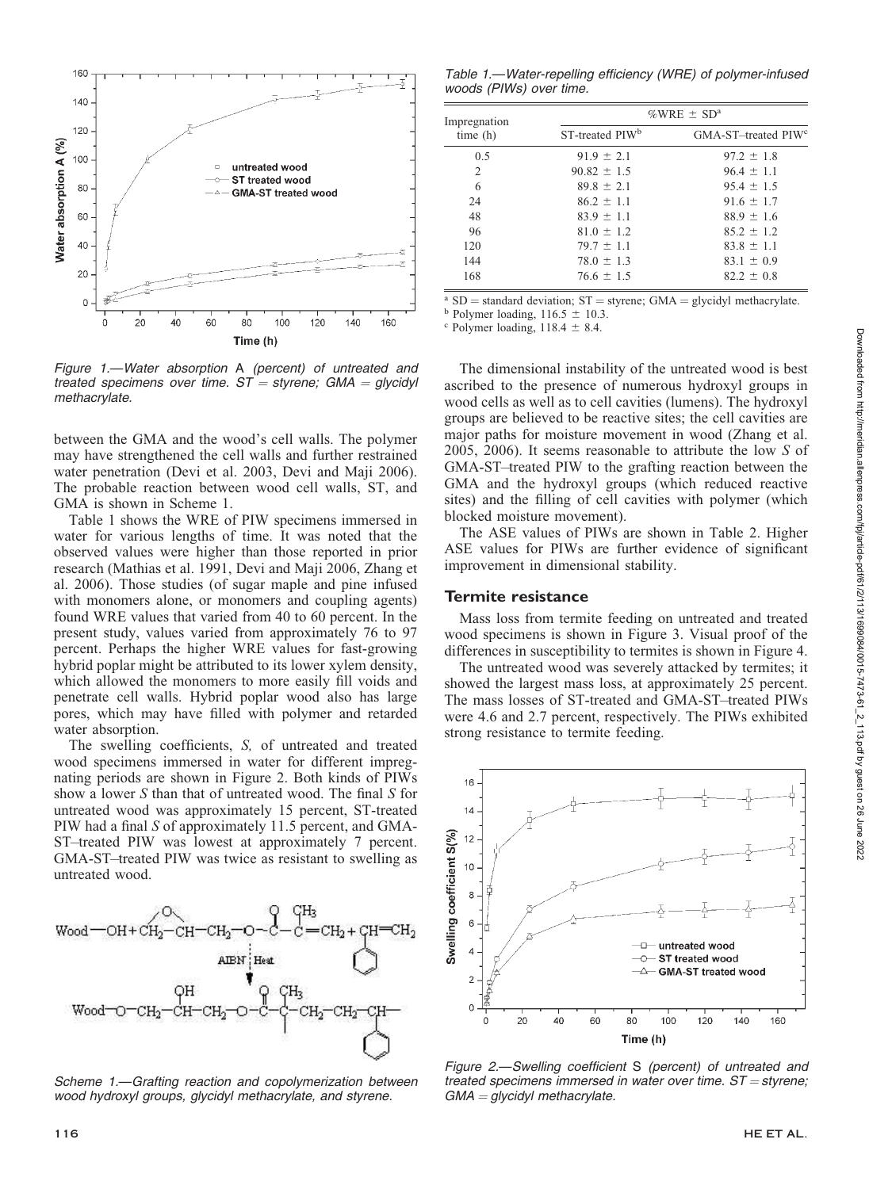Figure 1.—Water absorption A (percent) of untreated and treated specimens over time. ST = styrene; GMA = glycidyl methacrylate.

between the GMA and the wood's cell walls. The polymer may have strengthened the cell walls and further restrained water penetration (Devi et al. 2003, Devi and Maji 2006). The probable reaction between wood cell walls, ST, and GMA is shown in Scheme 1.

Table 1 shows the WRE of PIW specimens immersed in water for various lengths of time. It was noted that the observed values were higher than those reported in prior research (Mathias et al. 1991, Devi and Maji 2006, Zhang et al. 2006). Those studies (of sugar maple and pine infused with monomers alone, or monomers and coupling agents) found WRE values that varied from 40 to 60 percent. In the present study, values varied from approximately 76 to 97 percent. Perhaps the higher WRE values for fast-growing hybrid poplar might be attributed to its lower xylem density, which allowed the monomers to more easily fill voids and penetrate cell walls. Hybrid poplar wood also has large pores, which may have filled with polymer and retarded water absorption.

The swelling coefficients, *S,* of untreated and treated wood specimens immersed in water for different impregnating periods are shown in Figure 2. Both kinds of PIWs show a lower *S* than that of untreated wood. The final *S* for untreated wood was approximately 15 percent, ST-treated PIW had a final *S* of approximately 11.5 percent, and GMA-ST–treated PIW was lowest at approximately 7 percent. GMA-ST–treated PIW was twice as resistant to swelling as untreated wood.

Scheme 1.—Grafting reaction and copolymerization between wood hydroxyl groups, glycidyl methacrylate, and styrene.

Table 1.—Water-repelling efficiency (WRE) of polymer-infused woods (PIWs) over time.

| Impregnation time (h) | %WRE ± SD[a] | |
|---|---|---|
| | ST-treated PIW[b] | GMA-ST–treated PIW[c] |
| 0.5 | 91.9 ± 2.1 | 97.2 ± 1.8 |
| 2 | 90.82 ± 1.5 | 96.4 ± 1.1 |
| 6 | 89.8 ± 2.1 | 95.4 ± 1.5 |
| 24 | 86.2 ± 1.1 | 91.6 ± 1.7 |
| 48 | 83.9 ± 1.1 | 88.9 ± 1.6 |
| 96 | 81.0 ± 1.2 | 85.2 ± 1.2 |
| 120 | 79.7 ± 1.1 | 83.8 ± 1.1 |
| 144 | 78.0 ± 1.3 | 83.1 ± 0.9 |
| 168 | 76.6 ± 1.5 | 82.2 ± 0.8 |

[a] SD = standard deviation; ST = styrene; GMA = glycidyl methacrylate.
[b] Polymer loading, 116.5 ± 10.3.
[c] Polymer loading, 118.4 ± 8.4.

The dimensional instability of the untreated wood is best ascribed to the presence of numerous hydroxyl groups in wood cells as well as to cell cavities (lumens). The hydroxyl groups are believed to be reactive sites; the cell cavities are major paths for moisture movement in wood (Zhang et al. 2005, 2006). It seems reasonable to attribute the low *S* of GMA-ST–treated PIW to the grafting reaction between the GMA and the hydroxyl groups (which reduced reactive sites) and the filling of cell cavities with polymer (which blocked moisture movement).

The ASE values of PIWs are shown in Table 2. Higher ASE values for PIWs are further evidence of significant improvement in dimensional stability.

## Termite resistance

Mass loss from termite feeding on untreated and treated wood specimens is shown in Figure 3. Visual proof of the differences in susceptibility to termites is shown in Figure 4.

The untreated wood was severely attacked by termites; it showed the largest mass loss, at approximately 25 percent. The mass losses of ST-treated and GMA-ST–treated PIWs were 4.6 and 2.7 percent, respectively. The PIWs exhibited strong resistance to termite feeding.

Figure 2.—Swelling coefficient S (percent) of untreated and treated specimens immersed in water over time. ST = styrene; GMA = glycidyl methacrylate.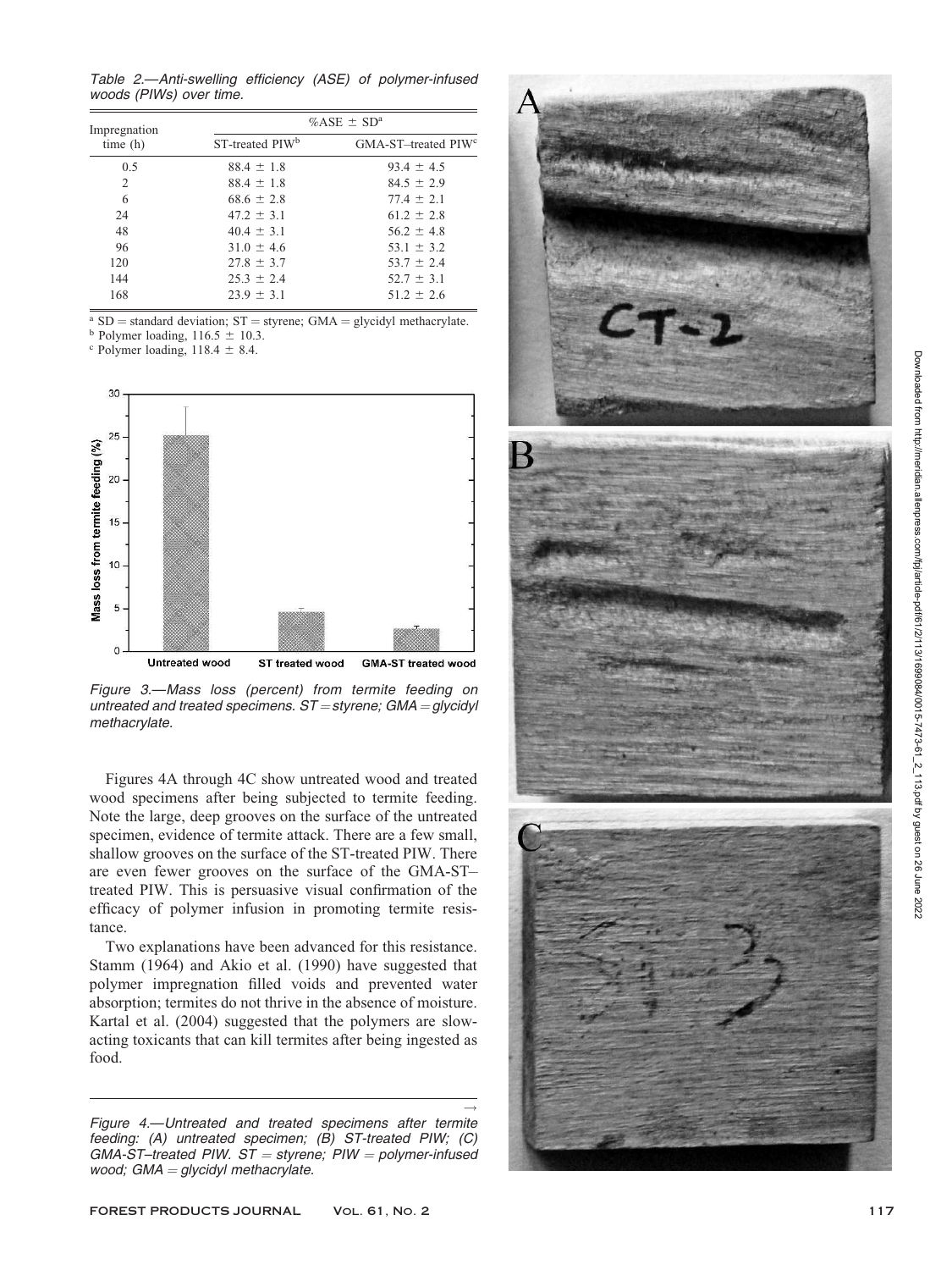Table 2.—Anti-swelling efficiency (ASE) of polymer-infused woods (PIWs) over time.

| Impregnation time (h) | %ASE ± SD[a] | |
|---|---|---|
| | ST-treated PIW[b] | GMA-ST–treated PIW[c] |
| 0.5 | 88.4 ± 1.8 | 93.4 ± 4.5 |
| 2 | 88.4 ± 1.8 | 84.5 ± 2.9 |
| 6 | 68.6 ± 2.8 | 77.4 ± 2.1 |
| 24 | 47.2 ± 3.1 | 61.2 ± 2.8 |
| 48 | 40.4 ± 3.1 | 56.2 ± 4.8 |
| 96 | 31.0 ± 4.6 | 53.1 ± 3.2 |
| 120 | 27.8 ± 3.7 | 53.7 ± 2.4 |
| 144 | 25.3 ± 2.4 | 52.7 ± 3.1 |
| 168 | 23.9 ± 3.1 | 51.2 ± 2.6 |

[a] SD = standard deviation; ST = styrene; GMA = glycidyl methacrylate.
[b] Polymer loading, 116.5 ± 10.3.
[c] Polymer loading, 118.4 ± 8.4.

Figure 3.—Mass loss (percent) from termite feeding on untreated and treated specimens. ST = styrene; GMA = glycidyl methacrylate.

Figures 4A through 4C show untreated wood and treated wood specimens after being subjected to termite feeding. Note the large, deep grooves on the surface of the untreated specimen, evidence of termite attack. There are a few small, shallow grooves on the surface of the ST-treated PIW. There are even fewer grooves on the surface of the GMA-ST–treated PIW. This is persuasive visual confirmation of the efficacy of polymer infusion in promoting termite resistance.

Two explanations have been advanced for this resistance. Stamm (1964) and Akio et al. (1990) have suggested that polymer impregnation filled voids and prevented water absorption; termites do not thrive in the absence of moisture. Kartal et al. (2004) suggested that the polymers are slow-acting toxicants that can kill termites after being ingested as food.

Figure 4.—Untreated and treated specimens after termite feeding: (A) untreated specimen; (B) ST-treated PIW; (C) GMA-ST–treated PIW. ST = styrene; PIW = polymer-infused wood; GMA = glycidyl methacrylate.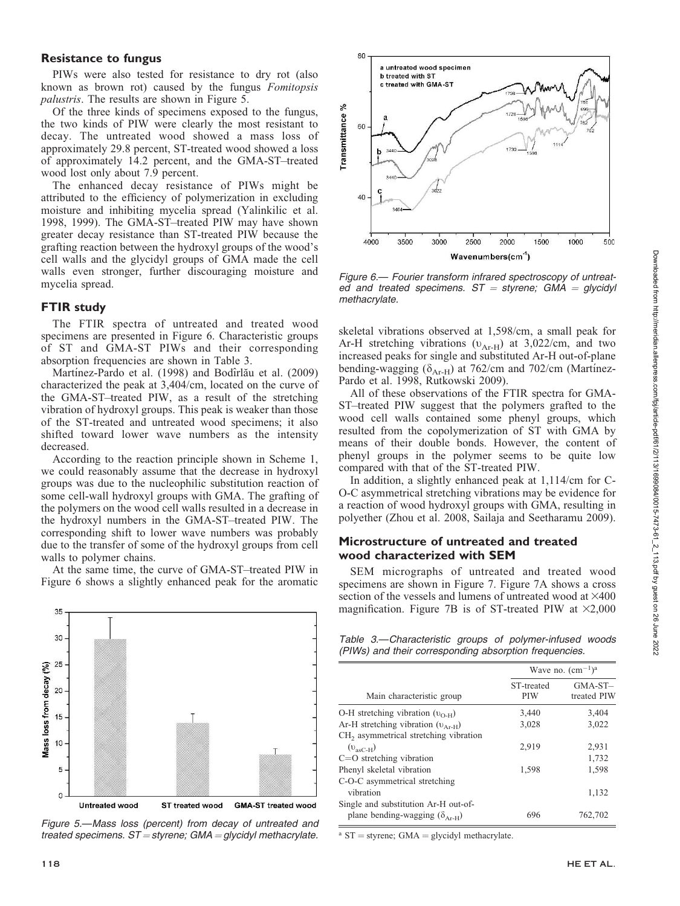## Resistance to fungus

PIWs were also tested for resistance to dry rot (also known as brown rot) caused by the fungus *Fomitopsis palustris*. The results are shown in Figure 5.

Of the three kinds of specimens exposed to the fungus, the two kinds of PIW were clearly the most resistant to decay. The untreated wood showed a mass loss of approximately 29.8 percent, ST-treated wood showed a loss of approximately 14.2 percent, and the GMA-ST–treated wood lost only about 7.9 percent.

The enhanced decay resistance of PIWs might be attributed to the efficiency of polymerization in excluding moisture and inhibiting mycelia spread (Yalinkilic et al. 1998, 1999). The GMA-ST–treated PIW may have shown greater decay resistance than ST-treated PIW because the grafting reaction between the hydroxyl groups of the wood's cell walls and the glycidyl groups of GMA made the cell walls even stronger, further discouraging moisture and mycelia spread.

## FTIR study

The FTIR spectra of untreated and treated wood specimens are presented in Figure 6. Characteristic groups of ST and GMA-ST PIWs and their corresponding absorption frequencies are shown in Table 3.

Martínez-Pardo et al. (1998) and Bodîrlău et al. (2009) characterized the peak at 3,404/cm, located on the curve of the GMA-ST–treated PIW, as a result of the stretching vibration of hydroxyl groups. This peak is weaker than those of the ST-treated and untreated wood specimens; it also shifted toward lower wave numbers as the intensity decreased.

According to the reaction principle shown in Scheme 1, we could reasonably assume that the decrease in hydroxyl groups was due to the nucleophilic substitution reaction of some cell-wall hydroxyl groups with GMA. The grafting of the polymers on the wood cell walls resulted in a decrease in the hydroxyl numbers in the GMA-ST–treated PIW. The corresponding shift to lower wave numbers was probably due to the transfer of some of the hydroxyl groups from cell walls to polymer chains.

At the same time, the curve of GMA-ST–treated PIW in Figure 6 shows a slightly enhanced peak for the aromatic skeletal vibrations observed at 1,598/cm, a small peak for Ar-H stretching vibrations ($\upsilon_{Ar\text{-}H}$) at 3,022/cm, and two increased peaks for single and substituted Ar-H out-of-plane bending-wagging ($\delta_{Ar\text{-}H}$) at 762/cm and 702/cm (Martínez-Pardo et al. 1998, Rutkowski 2009).

Figure 5.—Mass loss (percent) from decay of untreated and treated specimens. ST = styrene; GMA = glycidyl methacrylate.

Figure 6.— Fourier transform infrared spectroscopy of untreated and treated specimens. ST = styrene; GMA = glycidyl methacrylate.

All of these observations of the FTIR spectra for GMA-ST–treated PIW suggest that the polymers grafted to the wood cell walls contained some phenyl groups, which resulted from the copolymerization of ST with GMA by means of their double bonds. However, the content of phenyl groups in the polymer seems to be quite low compared with that of the ST-treated PIW.

In addition, a slightly enhanced peak at 1,114/cm for C-O-C asymmetrical stretching vibrations may be evidence for a reaction of wood hydroxyl groups with GMA, resulting in polyether (Zhou et al. 2008, Sailaja and Seetharamu 2009).

## Microstructure of untreated and treated wood characterized with SEM

SEM micrographs of untreated and treated wood specimens are shown in Figure 7. Figure 7A shows a cross section of the vessels and lumens of untreated wood at ×400 magnification. Figure 7B is of ST-treated PIW at ×2,000

Table 3.—Characteristic groups of polymer-infused woods (PIWs) and their corresponding absorption frequencies.

| Main characteristic group | Wave no. ($cm^{-1}$)[a] | |
|---|---|---|
| | ST-treated PIW | GMA-ST–treated PIW |
| O-H stretching vibration ($\upsilon_{O\text{-}H}$) | 3,440 | 3,404 |
| Ar-H stretching vibration ($\upsilon_{Ar\text{-}H}$) | 3,028 | 3,022 |
| $CH_2$ asymmetrical stretching vibration ($\upsilon_{asC\text{-}H}$) | 2,919 | 2,931 |
| C=O stretching vibration | | 1,732 |
| Phenyl skeletal vibration | 1,598 | 1,598 |
| C-O-C asymmetrical stretching vibration | | 1,132 |
| Single and substitution Ar-H out-of-plane bending-wagging ($\delta_{Ar\text{-}H}$) | 696 | 762,702 |

[a] ST = styrene; GMA = glycidyl methacrylate.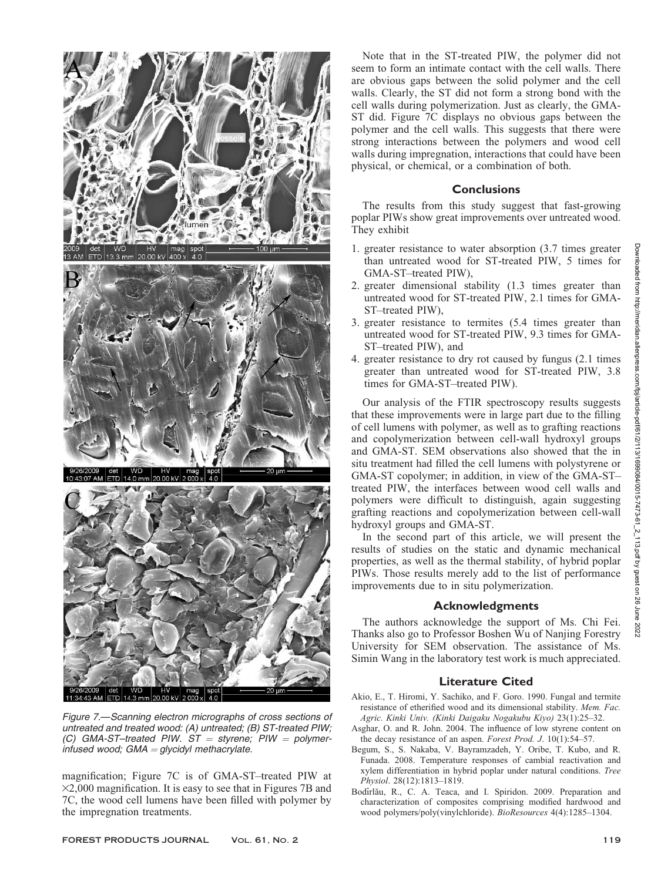Figure 7.—Scanning electron micrographs of cross sections of untreated and treated wood: (A) untreated; (B) ST-treated PIW; (C) GMA-ST–treated PIW. ST = styrene; PIW = polymer-infused wood; GMA = glycidyl methacrylate.

magnification; Figure 7C is of GMA-ST–treated PIW at ×2,000 magnification. It is easy to see that in Figures 7B and 7C, the wood cell lumens have been filled with polymer by the impregnation treatments.

Note that in the ST-treated PIW, the polymer did not seem to form an intimate contact with the cell walls. There are obvious gaps between the solid polymer and the cell walls. Clearly, the ST did not form a strong bond with the cell walls during polymerization. Just as clearly, the GMA-ST did. Figure 7C displays no obvious gaps between the polymer and the cell walls. This suggests that there were strong interactions between the polymers and wood cell walls during impregnation, interactions that could have been physical, or chemical, or a combination of both.

## Conclusions

The results from this study suggest that fast-growing poplar PIWs show great improvements over untreated wood. They exhibit

1. greater resistance to water absorption (3.7 times greater than untreated wood for ST-treated PIW, 5 times for GMA-ST–treated PIW),
2. greater dimensional stability (1.3 times greater than untreated wood for ST-treated PIW, 2.1 times for GMA-ST–treated PIW),
3. greater resistance to termites (5.4 times greater than untreated wood for ST-treated PIW, 9.3 times for GMA-ST–treated PIW), and
4. greater resistance to dry rot caused by fungus (2.1 times greater than untreated wood for ST-treated PIW, 3.8 times for GMA-ST–treated PIW).

Our analysis of the FTIR spectroscopy results suggests that these improvements were in large part due to the filling of cell lumens with polymer, as well as to grafting reactions and copolymerization between cell-wall hydroxyl groups and GMA-ST. SEM observations also showed that the in situ treatment had filled the cell lumens with polystyrene or GMA-ST copolymer; in addition, in view of the GMA-ST–treated PIW, the interfaces between wood cell walls and polymers were difficult to distinguish, again suggesting grafting reactions and copolymerization between cell-wall hydroxyl groups and GMA-ST.

In the second part of this article, we will present the results of studies on the static and dynamic mechanical properties, as well as the thermal stability, of hybrid poplar PIWs. Those results merely add to the list of performance improvements due to in situ polymerization.

## Acknowledgments

The authors acknowledge the support of Ms. Chi Fei. Thanks also go to Professor Boshen Wu of Nanjing Forestry University for SEM observation. The assistance of Ms. Simin Wang in the laboratory test work is much appreciated.

## Literature Cited

Akio, E., T. Hiromi, Y. Sachiko, and F. Goro. 1990. Fungal and termite resistance of etherified wood and its dimensional stability. *Mem. Fac. Agric. Kinki Univ. (Kinki Daigaku Nogakubu Kiyo)* 23(1):25–32.

Asghar, O. and R. John. 2004. The influence of low styrene content on the decay resistance of an aspen. *Forest Prod. J*. 10(1):54–57.

Begum, S., S. Nakaba, V. Bayramzadeh, Y. Oribe, T. Kubo, and R. Funada. 2008. Temperature responses of cambial reactivation and xylem differentiation in hybrid poplar under natural conditions. *Tree Physiol*. 28(12):1813–1819.

Bodîrlău, R., C. A. Teaca, and I. Spiridon. 2009. Preparation and characterization of composites comprising modified hardwood and wood polymers/poly(vinylchloride). *BioResources* 4(4):1285–1304.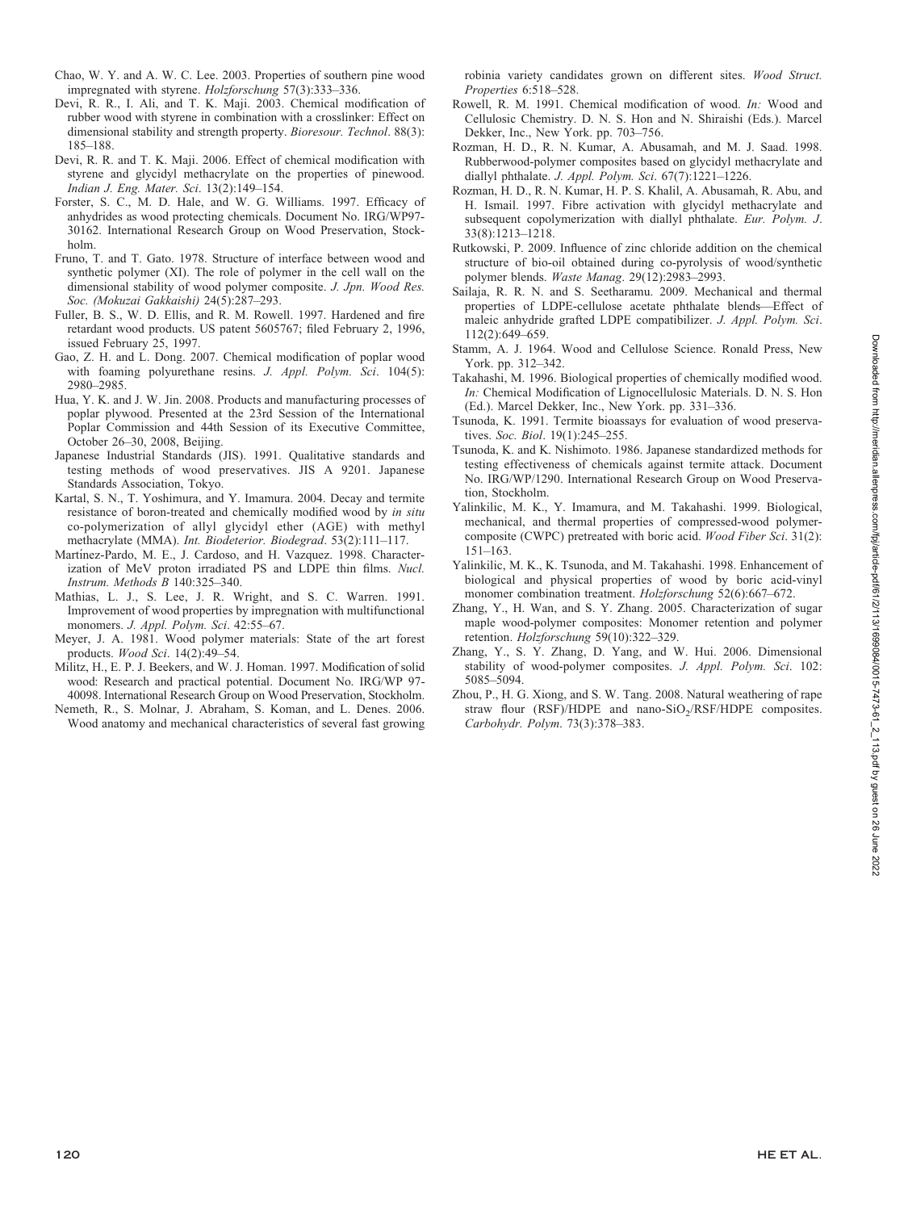Chao, W. Y. and A. W. C. Lee. 2003. Properties of southern pine wood impregnated with styrene. *Holzforschung* 57(3):333–336.

Devi, R. R., I. Ali, and T. K. Maji. 2003. Chemical modification of rubber wood with styrene in combination with a crosslinker: Effect on dimensional stability and strength property. *Bioresour. Technol*. 88(3): 185–188.

Devi, R. R. and T. K. Maji. 2006. Effect of chemical modification with styrene and glycidyl methacrylate on the properties of pinewood. *Indian J. Eng. Mater. Sci*. 13(2):149–154.

Forster, S. C., M. D. Hale, and W. G. Williams. 1997. Efficacy of anhydrides as wood protecting chemicals. Document No. IRG/WP97-30162. International Research Group on Wood Preservation, Stockholm.

Fruno, T. and T. Gato. 1978. Structure of interface between wood and synthetic polymer (XI). The role of polymer in the cell wall on the dimensional stability of wood polymer composite. *J. Jpn. Wood Res. Soc. (Mokuzai Gakkaishi)* 24(5):287–293.

Fuller, B. S., W. D. Ellis, and R. M. Rowell. 1997. Hardened and fire retardant wood products. US patent 5605767; filed February 2, 1996, issued February 25, 1997.

Gao, Z. H. and L. Dong. 2007. Chemical modification of poplar wood with foaming polyurethane resins. *J. Appl. Polym. Sci*. 104(5): 2980–2985.

Hua, Y. K. and J. W. Jin. 2008. Products and manufacturing processes of poplar plywood. Presented at the 23rd Session of the International Poplar Commission and 44th Session of its Executive Committee, October 26–30, 2008, Beijing.

Japanese Industrial Standards (JIS). 1991. Qualitative standards and testing methods of wood preservatives. JIS A 9201. Japanese Standards Association, Tokyo.

Kartal, S. N., T. Yoshimura, and Y. Imamura. 2004. Decay and termite resistance of boron-treated and chemically modified wood by *in situ* co-polymerization of allyl glycidyl ether (AGE) with methyl methacrylate (MMA). *Int. Biodeterior. Biodegrad*. 53(2):111–117.

Martínez-Pardo, M. E., J. Cardoso, and H. Vazquez. 1998. Characterization of MeV proton irradiated PS and LDPE thin films. *Nucl. Instrum. Methods B* 140:325–340.

Mathias, L. J., S. Lee, J. R. Wright, and S. C. Warren. 1991. Improvement of wood properties by impregnation with multifunctional monomers. *J. Appl. Polym. Sci*. 42:55–67.

Meyer, J. A. 1981. Wood polymer materials: State of the art forest products. *Wood Sci*. 14(2):49–54.

Militz, H., E. P. J. Beekers, and W. J. Homan. 1997. Modification of solid wood: Research and practical potential. Document No. IRG/WP 97-40098. International Research Group on Wood Preservation, Stockholm.

Nemeth, R., S. Molnar, J. Abraham, S. Koman, and L. Denes. 2006. Wood anatomy and mechanical characteristics of several fast growing robinia variety candidates grown on different sites. *Wood Struct. Properties* 6:518–528.

Rowell, R. M. 1991. Chemical modification of wood. *In:* Wood and Cellulosic Chemistry. D. N. S. Hon and N. Shiraishi (Eds.). Marcel Dekker, Inc., New York. pp. 703–756.

Rozman, H. D., R. N. Kumar, A. Abusamah, and M. J. Saad. 1998. Rubberwood-polymer composites based on glycidyl methacrylate and diallyl phthalate. *J. Appl. Polym. Sci*. 67(7):1221–1226.

Rozman, H. D., R. N. Kumar, H. P. S. Khalil, A. Abusamah, R. Abu, and H. Ismail. 1997. Fibre activation with glycidyl methacrylate and subsequent copolymerization with diallyl phthalate. *Eur. Polym. J*. 33(8):1213–1218.

Rutkowski, P. 2009. Influence of zinc chloride addition on the chemical structure of bio-oil obtained during co-pyrolysis of wood/synthetic polymer blends. *Waste Manag*. 29(12):2983–2993.

Sailaja, R. R. N. and S. Seetharamu. 2009. Mechanical and thermal properties of LDPE-cellulose acetate phthalate blends—Effect of maleic anhydride grafted LDPE compatibilizer. *J. Appl. Polym. Sci*. 112(2):649–659.

Stamm, A. J. 1964. Wood and Cellulose Science. Ronald Press, New York. pp. 312–342.

Takahashi, M. 1996. Biological properties of chemically modified wood. *In:* Chemical Modification of Lignocellulosic Materials. D. N. S. Hon (Ed.). Marcel Dekker, Inc., New York. pp. 331–336.

Tsunoda, K. 1991. Termite bioassays for evaluation of wood preservatives. *Soc. Biol*. 19(1):245–255.

Tsunoda, K. and K. Nishimoto. 1986. Japanese standardized methods for testing effectiveness of chemicals against termite attack. Document No. IRG/WP/1290. International Research Group on Wood Preservation, Stockholm.

Yalinkilic, M. K., Y. Imamura, and M. Takahashi. 1999. Biological, mechanical, and thermal properties of compressed-wood polymer-composite (CWPC) pretreated with boric acid. *Wood Fiber Sci*. 31(2): 151–163.

Yalinkilic, M. K., K. Tsunoda, and M. Takahashi. 1998. Enhancement of biological and physical properties of wood by boric acid-vinyl monomer combination treatment. *Holzforschung* 52(6):667–672.

Zhang, Y., H. Wan, and S. Y. Zhang. 2005. Characterization of sugar maple wood-polymer composites: Monomer retention and polymer retention. *Holzforschung* 59(10):322–329.

Zhang, Y., S. Y. Zhang, D. Yang, and W. Hui. 2006. Dimensional stability of wood-polymer composites. *J. Appl. Polym. Sci*. 102: 5085–5094.

Zhou, P., H. G. Xiong, and S. W. Tang. 2008. Natural weathering of rape straw flour (RSF)/HDPE and nano-$SiO_2$/RSF/HDPE composites. *Carbohydr. Polym*. 73(3):378–383.